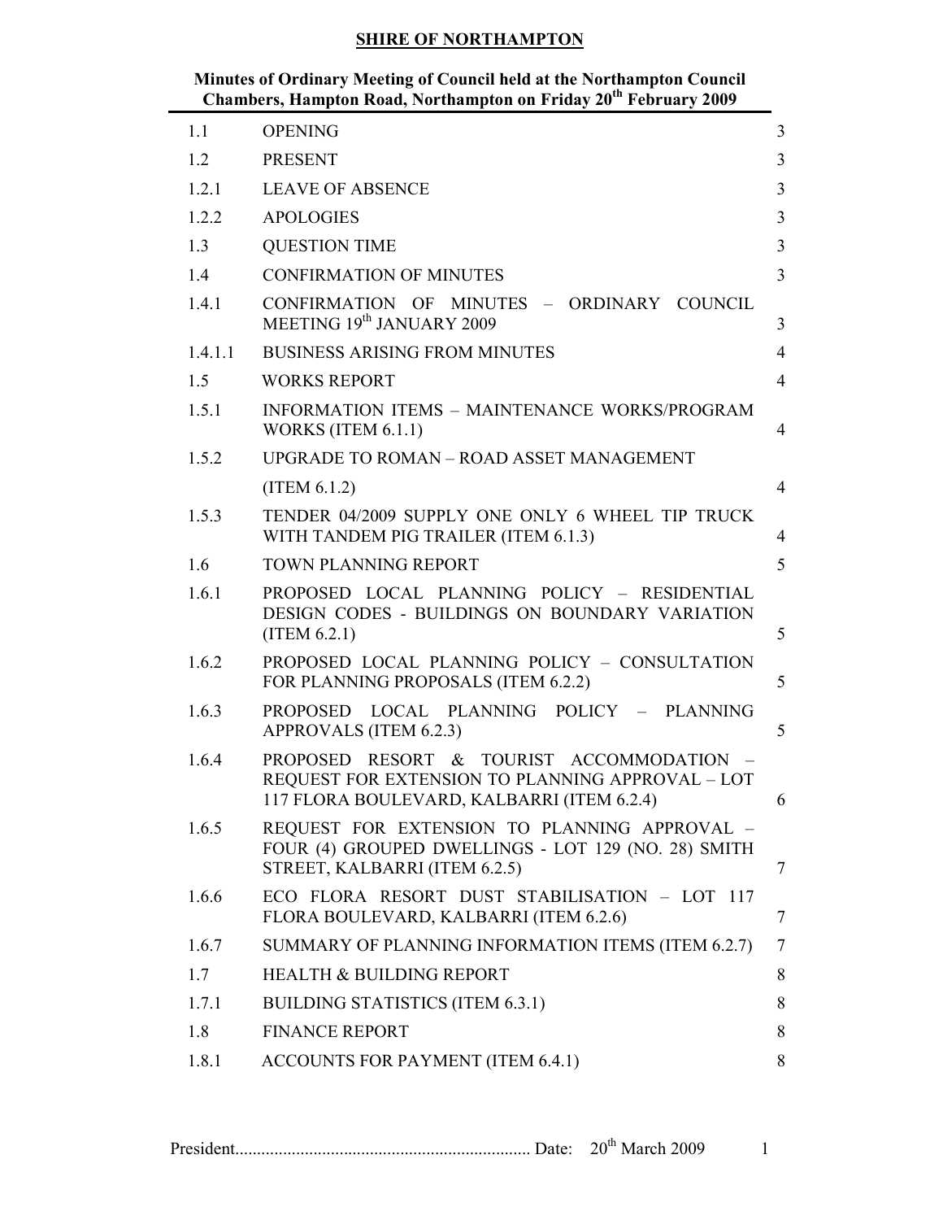**SHIRE OF NORTHAMPTON**

**Minutes of Ordinary Meeting of Council held at the Northampton Council Chambers, Hampton Road, Northampton on Friday 20th February 2009**

| | | |
|---|---|---|
| 1.1 | OPENING | 3 |
| 1.2 | PRESENT | 3 |
| 1.2.1 | LEAVE OF ABSENCE | 3 |
| 1.2.2 | APOLOGIES | 3 |
| 1.3 | QUESTION TIME | 3 |
| 1.4 | CONFIRMATION OF MINUTES | 3 |
| 1.4.1 | CONFIRMATION OF MINUTES – ORDINARY COUNCIL MEETING 19th JANUARY 2009 | 3 |
| 1.4.1.1 | BUSINESS ARISING FROM MINUTES | 4 |
| 1.5 | WORKS REPORT | 4 |
| 1.5.1 | INFORMATION ITEMS – MAINTENANCE WORKS/PROGRAM WORKS (ITEM 6.1.1) | 4 |
| 1.5.2 | UPGRADE TO ROMAN – ROAD ASSET MANAGEMENT (ITEM 6.1.2) | 4 |
| 1.5.3 | TENDER 04/2009 SUPPLY ONE ONLY 6 WHEEL TIP TRUCK WITH TANDEM PIG TRAILER (ITEM 6.1.3) | 4 |
| 1.6 | TOWN PLANNING REPORT | 5 |
| 1.6.1 | PROPOSED LOCAL PLANNING POLICY – RESIDENTIAL DESIGN CODES - BUILDINGS ON BOUNDARY VARIATION (ITEM 6.2.1) | 5 |
| 1.6.2 | PROPOSED LOCAL PLANNING POLICY – CONSULTATION FOR PLANNING PROPOSALS (ITEM 6.2.2) | 5 |
| 1.6.3 | PROPOSED LOCAL PLANNING POLICY – PLANNING APPROVALS (ITEM 6.2.3) | 5 |
| 1.6.4 | PROPOSED RESORT & TOURIST ACCOMMODATION – REQUEST FOR EXTENSION TO PLANNING APPROVAL – LOT 117 FLORA BOULEVARD, KALBARRI (ITEM 6.2.4) | 6 |
| 1.6.5 | REQUEST FOR EXTENSION TO PLANNING APPROVAL – FOUR (4) GROUPED DWELLINGS - LOT 129 (NO. 28) SMITH STREET, KALBARRI (ITEM 6.2.5) | 7 |
| 1.6.6 | ECO FLORA RESORT DUST STABILISATION – LOT 117 FLORA BOULEVARD, KALBARRI (ITEM 6.2.6) | 7 |
| 1.6.7 | SUMMARY OF PLANNING INFORMATION ITEMS (ITEM 6.2.7) | 7 |
| 1.7 | HEALTH & BUILDING REPORT | 8 |
| 1.7.1 | BUILDING STATISTICS (ITEM 6.3.1) | 8 |
| 1.8 | FINANCE REPORT | 8 |
| 1.8.1 | ACCOUNTS FOR PAYMENT (ITEM 6.4.1) | 8 |

President.................................................................... Date: 20th March 2009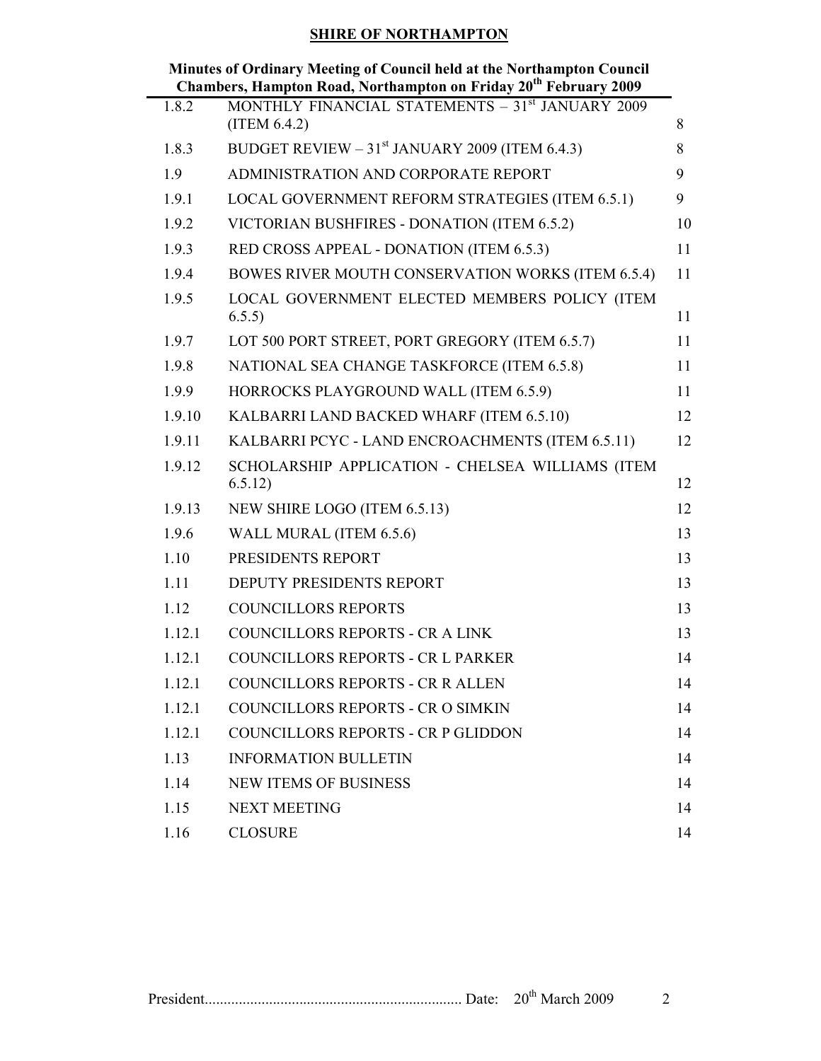**SHIRE OF NORTHAMPTON**

**Minutes of Ordinary Meeting of Council held at the Northampton Council Chambers, Hampton Road, Northampton on Friday 20th February 2009**

| | | |
|---|---|---|
| 1.8.2 | MONTHLY FINANCIAL STATEMENTS – 31st JANUARY 2009 (ITEM 6.4.2) | 8 |
| 1.8.3 | BUDGET REVIEW – 31st JANUARY 2009 (ITEM 6.4.3) | 8 |
| 1.9 | ADMINISTRATION AND CORPORATE REPORT | 9 |
| 1.9.1 | LOCAL GOVERNMENT REFORM STRATEGIES (ITEM 6.5.1) | 9 |
| 1.9.2 | VICTORIAN BUSHFIRES - DONATION (ITEM 6.5.2) | 10 |
| 1.9.3 | RED CROSS APPEAL - DONATION (ITEM 6.5.3) | 11 |
| 1.9.4 | BOWES RIVER MOUTH CONSERVATION WORKS (ITEM 6.5.4) | 11 |
| 1.9.5 | LOCAL GOVERNMENT ELECTED MEMBERS POLICY (ITEM 6.5.5) | 11 |
| 1.9.7 | LOT 500 PORT STREET, PORT GREGORY (ITEM 6.5.7) | 11 |
| 1.9.8 | NATIONAL SEA CHANGE TASKFORCE (ITEM 6.5.8) | 11 |
| 1.9.9 | HORROCKS PLAYGROUND WALL (ITEM 6.5.9) | 11 |
| 1.9.10 | KALBARRI LAND BACKED WHARF (ITEM 6.5.10) | 12 |
| 1.9.11 | KALBARRI PCYC - LAND ENCROACHMENTS (ITEM 6.5.11) | 12 |
| 1.9.12 | SCHOLARSHIP APPLICATION - CHELSEA WILLIAMS (ITEM 6.5.12) | 12 |
| 1.9.13 | NEW SHIRE LOGO (ITEM 6.5.13) | 12 |
| 1.9.6 | WALL MURAL (ITEM 6.5.6) | 13 |
| 1.10 | PRESIDENTS REPORT | 13 |
| 1.11 | DEPUTY PRESIDENTS REPORT | 13 |
| 1.12 | COUNCILLORS REPORTS | 13 |
| 1.12.1 | COUNCILLORS REPORTS - CR A LINK | 13 |
| 1.12.1 | COUNCILLORS REPORTS - CR L PARKER | 14 |
| 1.12.1 | COUNCILLORS REPORTS - CR R ALLEN | 14 |
| 1.12.1 | COUNCILLORS REPORTS - CR O SIMKIN | 14 |
| 1.12.1 | COUNCILLORS REPORTS - CR P GLIDDON | 14 |
| 1.13 | INFORMATION BULLETIN | 14 |
| 1.14 | NEW ITEMS OF BUSINESS | 14 |
| 1.15 | NEXT MEETING | 14 |
| 1.16 | CLOSURE | 14 |

President.................................................................... Date: 20th March 2009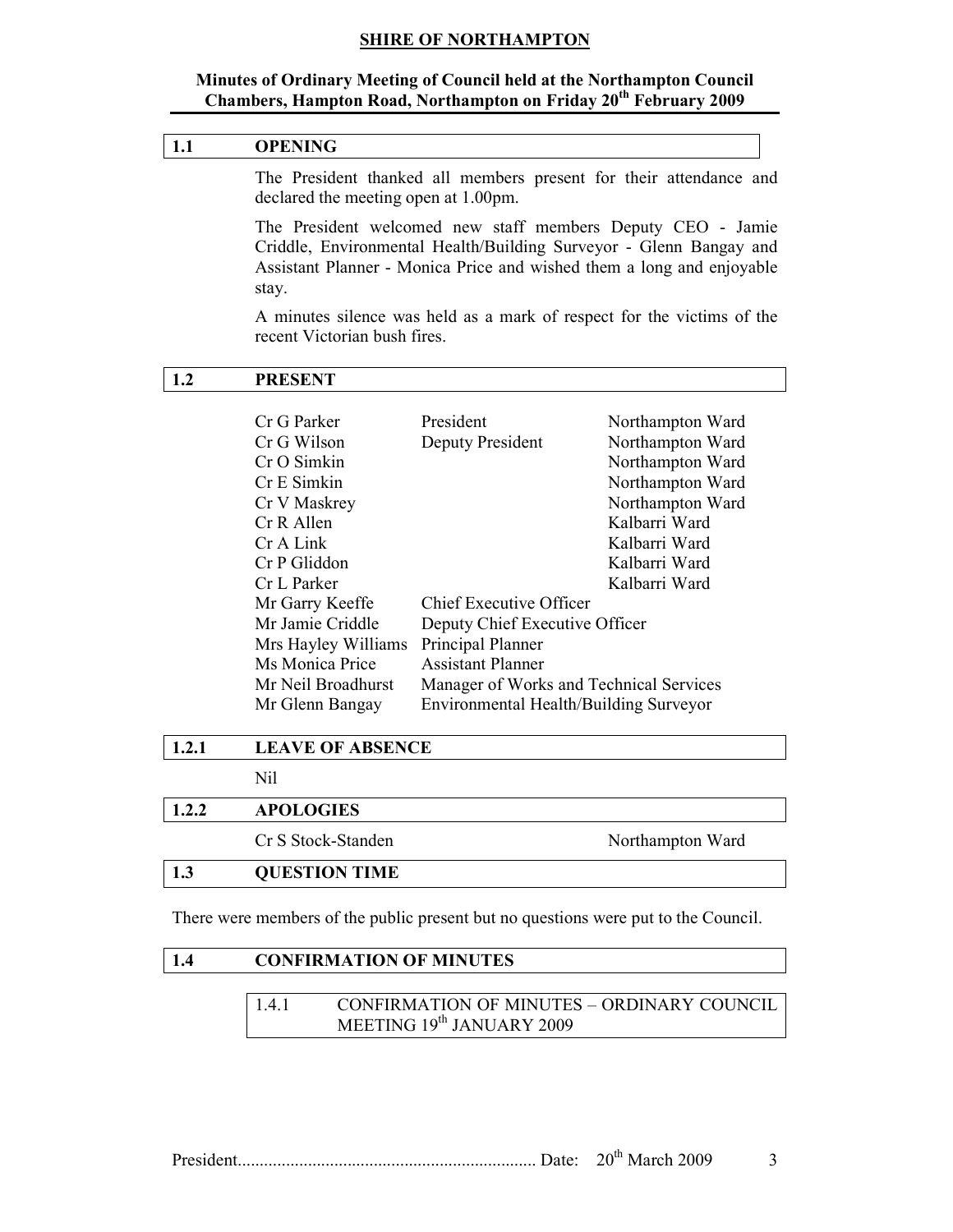**SHIRE OF NORTHAMPTON**

**Minutes of Ordinary Meeting of Council held at the Northampton Council Chambers, Hampton Road, Northampton on Friday 20th February 2009**

## 1.1 OPENING

The President thanked all members present for their attendance and declared the meeting open at 1.00pm.

The President welcomed new staff members Deputy CEO - Jamie Criddle, Environmental Health/Building Surveyor - Glenn Bangay and Assistant Planner - Monica Price and wished them a long and enjoyable stay.

A minutes silence was held as a mark of respect for the victims of the recent Victorian bush fires.

## 1.2 PRESENT

| | | |
|---|---|---|
| Cr G Parker | President | Northampton Ward |
| Cr G Wilson | Deputy President | Northampton Ward |
| Cr O Simkin | | Northampton Ward |
| Cr E Simkin | | Northampton Ward |
| Cr V Maskrey | | Northampton Ward |
| Cr R Allen | | Kalbarri Ward |
| Cr A Link | | Kalbarri Ward |
| Cr P Gliddon | | Kalbarri Ward |
| Cr L Parker | | Kalbarri Ward |
| Mr Garry Keeffe | Chief Executive Officer | |
| Mr Jamie Criddle | Deputy Chief Executive Officer | |
| Mrs Hayley Williams | Principal Planner | |
| Ms Monica Price | Assistant Planner | |
| Mr Neil Broadhurst | Manager of Works and Technical Services | |
| Mr Glenn Bangay | Environmental Health/Building Surveyor | |

## 1.2.1 LEAVE OF ABSENCE

Nil

## 1.2.2 APOLOGIES

Cr S Stock-Standen — Northampton Ward

## 1.3 QUESTION TIME

There were members of the public present but no questions were put to the Council.

## 1.4 CONFIRMATION OF MINUTES

### 1.4.1 CONFIRMATION OF MINUTES – ORDINARY COUNCIL MEETING 19th JANUARY 2009

President.................................................................... Date: 20th March 2009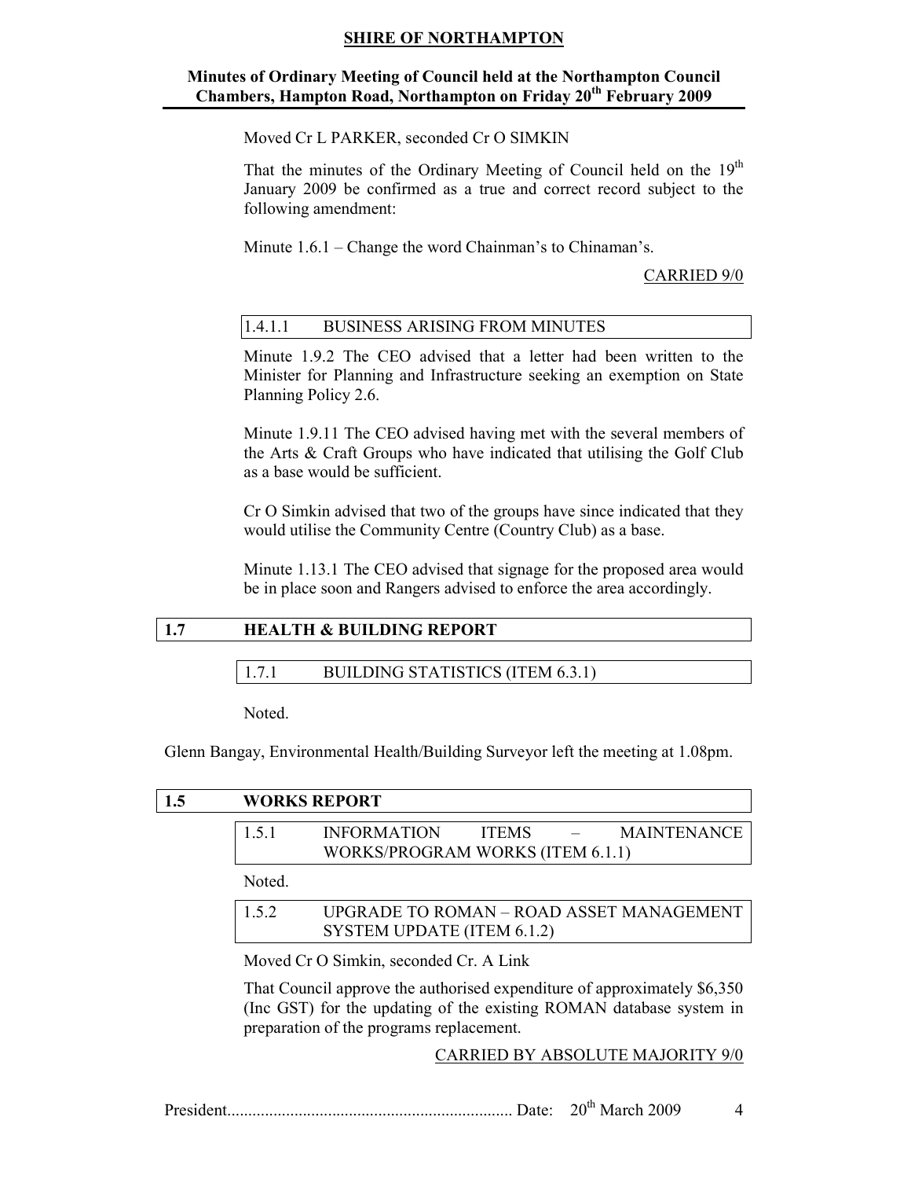Moved Cr L PARKER, seconded Cr O SIMKIN

That the minutes of the Ordinary Meeting of Council held on the 19th January 2009 be confirmed as a true and correct record subject to the following amendment:

Minute 1.6.1 – Change the word Chainman's to Chinaman's.

CARRIED 9/0

#### 1.4.1.1 BUSINESS ARISING FROM MINUTES

Minute 1.9.2 The CEO advised that a letter had been written to the Minister for Planning and Infrastructure seeking an exemption on State Planning Policy 2.6.

Minute 1.9.11 The CEO advised having met with the several members of the Arts & Craft Groups who have indicated that utilising the Golf Club as a base would be sufficient.

Cr O Simkin advised that two of the groups have since indicated that they would utilise the Community Centre (Country Club) as a base.

Minute 1.13.1 The CEO advised that signage for the proposed area would be in place soon and Rangers advised to enforce the area accordingly.

## 1.7 HEALTH & BUILDING REPORT

### 1.7.1 BUILDING STATISTICS (ITEM 6.3.1)

Noted.

Glenn Bangay, Environmental Health/Building Surveyor left the meeting at 1.08pm.

## 1.5 WORKS REPORT

### 1.5.1 INFORMATION ITEMS – MAINTENANCE WORKS/PROGRAM WORKS (ITEM 6.1.1)

Noted.

### 1.5.2 UPGRADE TO ROMAN – ROAD ASSET MANAGEMENT SYSTEM UPDATE (ITEM 6.1.2)

Moved Cr O Simkin, seconded Cr. A Link

That Council approve the authorised expenditure of approximately $6,350 (Inc GST) for the updating of the existing ROMAN database system in preparation of the programs replacement.

CARRIED BY ABSOLUTE MAJORITY 9/0

President.................................................................... Date: 20th March 2009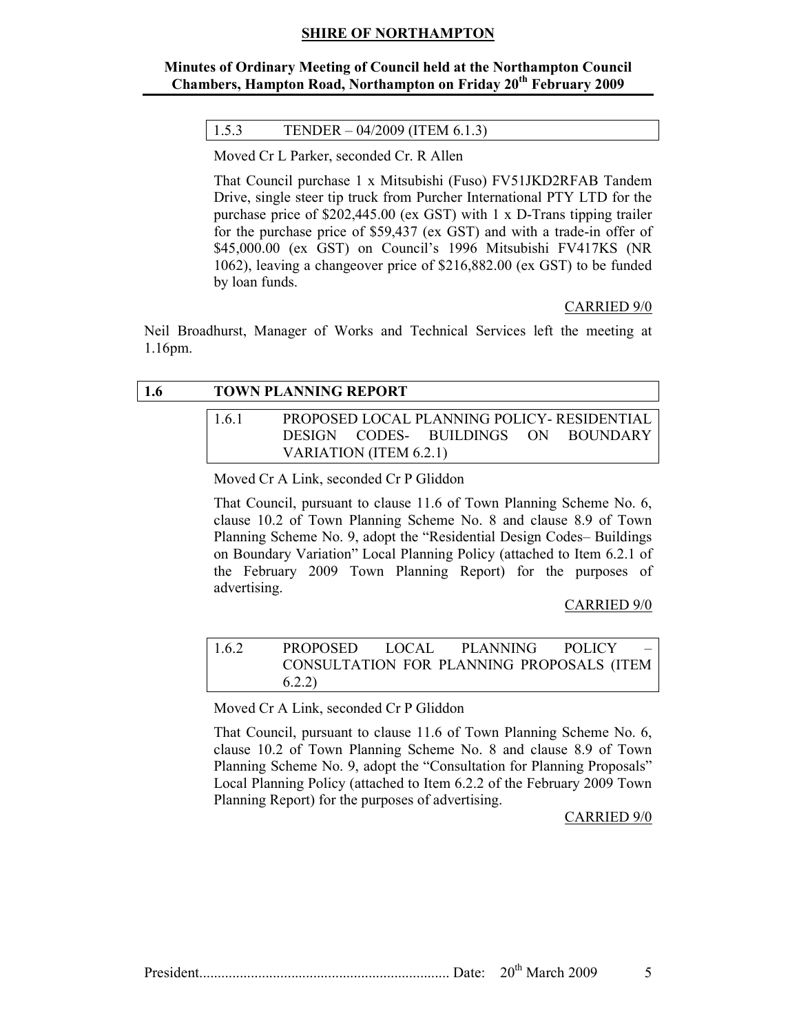### 1.5.3 TENDER – 04/2009 (ITEM 6.1.3)

Moved Cr L Parker, seconded Cr. R Allen

That Council purchase 1 x Mitsubishi (Fuso) FV51JKD2RFAB Tandem Drive, single steer tip truck from Purcher International PTY LTD for the purchase price of $202,445.00 (ex GST) with 1 x D-Trans tipping trailer for the purchase price of $59,437 (ex GST) and with a trade-in offer of $45,000.00 (ex GST) on Council's 1996 Mitsubishi FV417KS (NR 1062), leaving a changeover price of $216,882.00 (ex GST) to be funded by loan funds.

CARRIED 9/0

Neil Broadhurst, Manager of Works and Technical Services left the meeting at 1.16pm.

## 1.6 TOWN PLANNING REPORT

### 1.6.1 PROPOSED LOCAL PLANNING POLICY- RESIDENTIAL DESIGN CODES- BUILDINGS ON BOUNDARY VARIATION (ITEM 6.2.1)

Moved Cr A Link, seconded Cr P Gliddon

That Council, pursuant to clause 11.6 of Town Planning Scheme No. 6, clause 10.2 of Town Planning Scheme No. 8 and clause 8.9 of Town Planning Scheme No. 9, adopt the "Residential Design Codes– Buildings on Boundary Variation" Local Planning Policy (attached to Item 6.2.1 of the February 2009 Town Planning Report) for the purposes of advertising.

CARRIED 9/0

### 1.6.2 PROPOSED LOCAL PLANNING POLICY – CONSULTATION FOR PLANNING PROPOSALS (ITEM 6.2.2)

Moved Cr A Link, seconded Cr P Gliddon

That Council, pursuant to clause 11.6 of Town Planning Scheme No. 6, clause 10.2 of Town Planning Scheme No. 8 and clause 8.9 of Town Planning Scheme No. 9, adopt the "Consultation for Planning Proposals" Local Planning Policy (attached to Item 6.2.2 of the February 2009 Town Planning Report) for the purposes of advertising.

CARRIED 9/0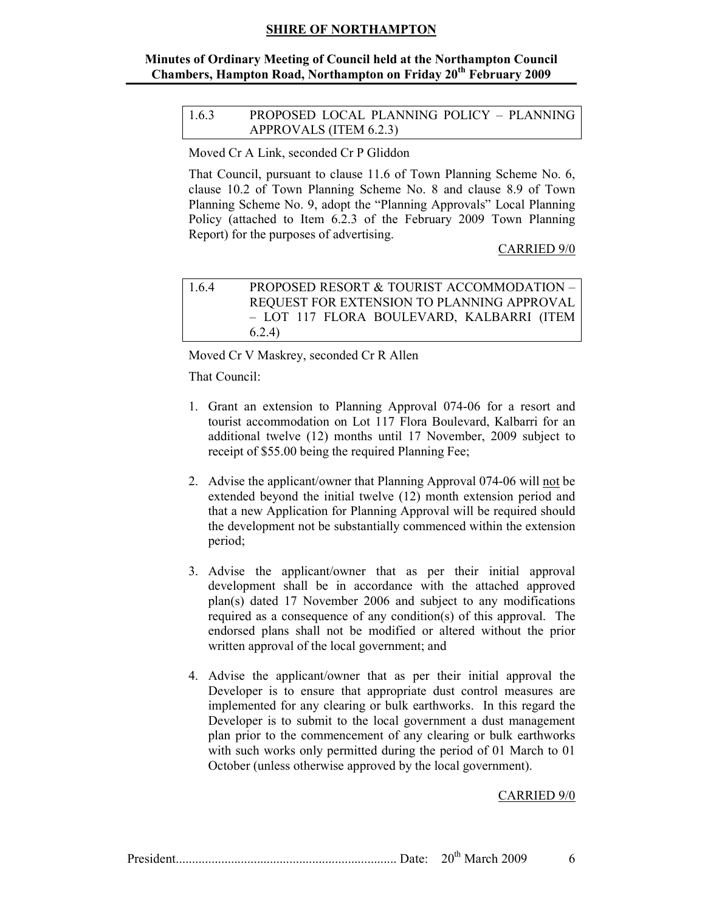### 1.6.3 PROPOSED LOCAL PLANNING POLICY – PLANNING APPROVALS (ITEM 6.2.3)

Moved Cr A Link, seconded Cr P Gliddon

That Council, pursuant to clause 11.6 of Town Planning Scheme No. 6, clause 10.2 of Town Planning Scheme No. 8 and clause 8.9 of Town Planning Scheme No. 9, adopt the "Planning Approvals" Local Planning Policy (attached to Item 6.2.3 of the February 2009 Town Planning Report) for the purposes of advertising.

CARRIED 9/0

### 1.6.4 PROPOSED RESORT & TOURIST ACCOMMODATION – REQUEST FOR EXTENSION TO PLANNING APPROVAL – LOT 117 FLORA BOULEVARD, KALBARRI (ITEM 6.2.4)

Moved Cr V Maskrey, seconded Cr R Allen

That Council:

1. Grant an extension to Planning Approval 074-06 for a resort and tourist accommodation on Lot 117 Flora Boulevard, Kalbarri for an additional twelve (12) months until 17 November, 2009 subject to receipt of $55.00 being the required Planning Fee;

2. Advise the applicant/owner that Planning Approval 074-06 will not be extended beyond the initial twelve (12) month extension period and that a new Application for Planning Approval will be required should the development not be substantially commenced within the extension period;

3. Advise the applicant/owner that as per their initial approval development shall be in accordance with the attached approved plan(s) dated 17 November 2006 and subject to any modifications required as a consequence of any condition(s) of this approval. The endorsed plans shall not be modified or altered without the prior written approval of the local government; and

4. Advise the applicant/owner that as per their initial approval the Developer is to ensure that appropriate dust control measures are implemented for any clearing or bulk earthworks. In this regard the Developer is to submit to the local government a dust management plan prior to the commencement of any clearing or bulk earthworks with such works only permitted during the period of 01 March to 01 October (unless otherwise approved by the local government).

CARRIED 9/0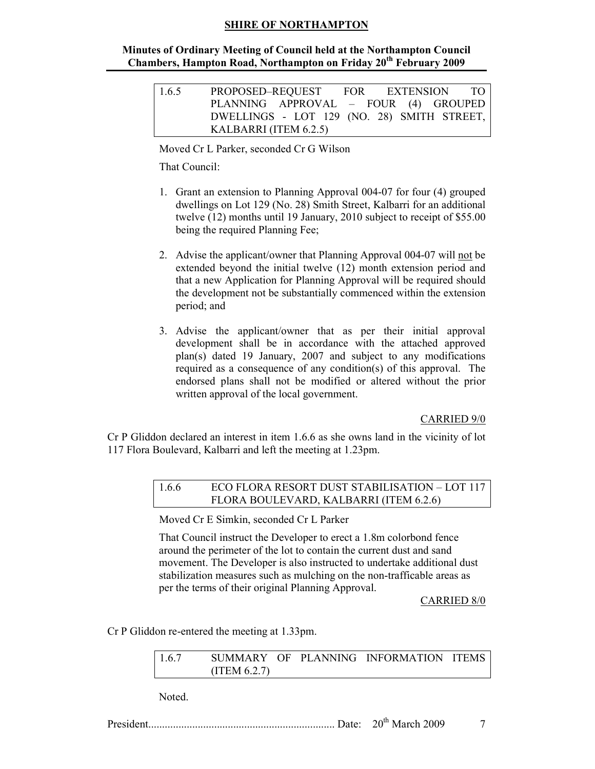| 1.6.5 | PROPOSED–REQUEST FOR EXTENSION TO PLANNING APPROVAL – FOUR (4) GROUPED DWELLINGS - LOT 129 (NO. 28) SMITH STREET, KALBARRI (ITEM 6.2.5) |
|---|---|

Moved Cr L Parker, seconded Cr G Wilson

That Council:

1. Grant an extension to Planning Approval 004-07 for four (4) grouped dwellings on Lot 129 (No. 28) Smith Street, Kalbarri for an additional twelve (12) months until 19 January, 2010 subject to receipt of $55.00 being the required Planning Fee;

2. Advise the applicant/owner that Planning Approval 004-07 will not be extended beyond the initial twelve (12) month extension period and that a new Application for Planning Approval will be required should the development not be substantially commenced within the extension period; and

3. Advise the applicant/owner that as per their initial approval development shall be in accordance with the attached approved plan(s) dated 19 January, 2007 and subject to any modifications required as a consequence of any condition(s) of this approval. The endorsed plans shall not be modified or altered without the prior written approval of the local government.

CARRIED 9/0

Cr P Gliddon declared an interest in item 1.6.6 as she owns land in the vicinity of lot 117 Flora Boulevard, Kalbarri and left the meeting at 1.23pm.

| 1.6.6 | ECO FLORA RESORT DUST STABILISATION – LOT 117 FLORA BOULEVARD, KALBARRI (ITEM 6.2.6) |
|---|---|

Moved Cr E Simkin, seconded Cr L Parker

That Council instruct the Developer to erect a 1.8m colorbond fence around the perimeter of the lot to contain the current dust and sand movement. The Developer is also instructed to undertake additional dust stabilization measures such as mulching on the non-trafficable areas as per the terms of their original Planning Approval.

CARRIED 8/0

Cr P Gliddon re-entered the meeting at 1.33pm.

| 1.6.7 | SUMMARY OF PLANNING INFORMATION ITEMS (ITEM 6.2.7) |
|---|---|

Noted.

President.................................................................... Date: 20th March 2009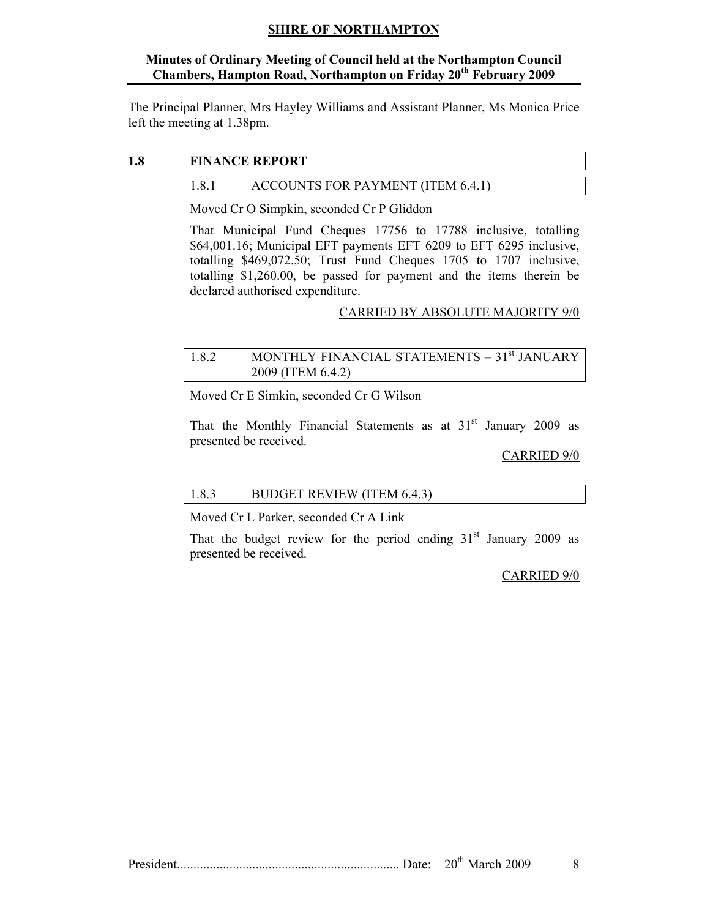The Principal Planner, Mrs Hayley Williams and Assistant Planner, Ms Monica Price left the meeting at 1.38pm.

## 1.8 FINANCE REPORT

### 1.8.1 ACCOUNTS FOR PAYMENT (ITEM 6.4.1)

Moved Cr O Simpkin, seconded Cr P Gliddon

That Municipal Fund Cheques 17756 to 17788 inclusive, totalling $64,001.16; Municipal EFT payments EFT 6209 to EFT 6295 inclusive, totalling $469,072.50; Trust Fund Cheques 1705 to 1707 inclusive, totalling $1,260.00, be passed for payment and the items therein be declared authorised expenditure.

CARRIED BY ABSOLUTE MAJORITY 9/0

### 1.8.2 MONTHLY FINANCIAL STATEMENTS – 31st JANUARY 2009 (ITEM 6.4.2)

Moved Cr E Simkin, seconded Cr G Wilson

That the Monthly Financial Statements as at 31st January 2009 as presented be received.

CARRIED 9/0

### 1.8.3 BUDGET REVIEW (ITEM 6.4.3)

Moved Cr L Parker, seconded Cr A Link

That the budget review for the period ending 31st January 2009 as presented be received.

CARRIED 9/0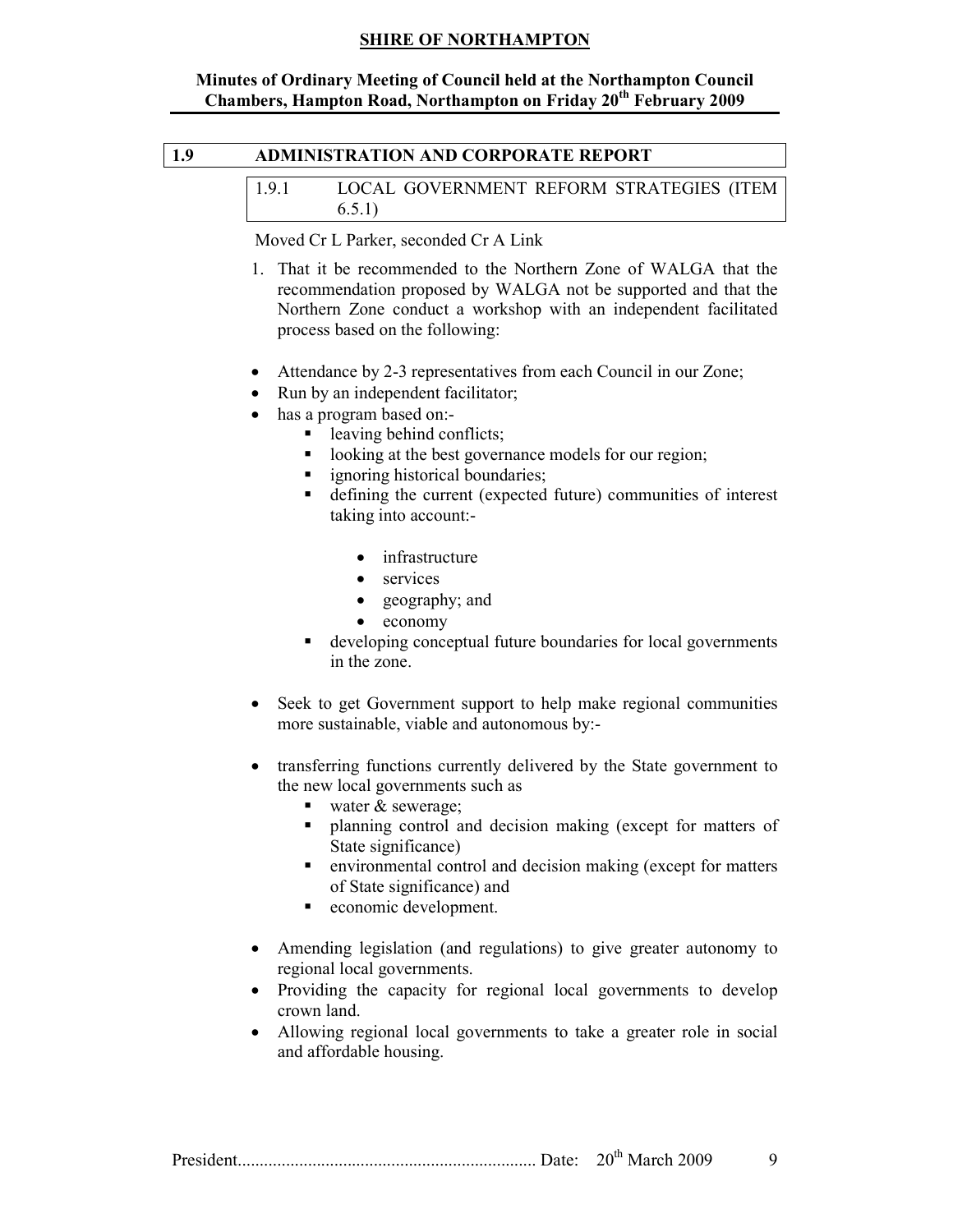## 1.9 ADMINISTRATION AND CORPORATE REPORT

### 1.9.1 LOCAL GOVERNMENT REFORM STRATEGIES (ITEM 6.5.1)

Moved Cr L Parker, seconded Cr A Link

1. That it be recommended to the Northern Zone of WALGA that the recommendation proposed by WALGA not be supported and that the Northern Zone conduct a workshop with an independent facilitated process based on the following:

- Attendance by 2-3 representatives from each Council in our Zone;
- Run by an independent facilitator;
- has a program based on:-
  - leaving behind conflicts;
  - looking at the best governance models for our region;
  - ignoring historical boundaries;
  - defining the current (expected future) communities of interest taking into account:-
    - infrastructure
    - services
    - geography; and
    - economy
  - developing conceptual future boundaries for local governments in the zone.

- Seek to get Government support to help make regional communities more sustainable, viable and autonomous by:-

- transferring functions currently delivered by the State government to the new local governments such as
  - water & sewerage;
  - planning control and decision making (except for matters of State significance)
  - environmental control and decision making (except for matters of State significance) and
  - economic development.

- Amending legislation (and regulations) to give greater autonomy to regional local governments.
- Providing the capacity for regional local governments to develop crown land.
- Allowing regional local governments to take a greater role in social and affordable housing.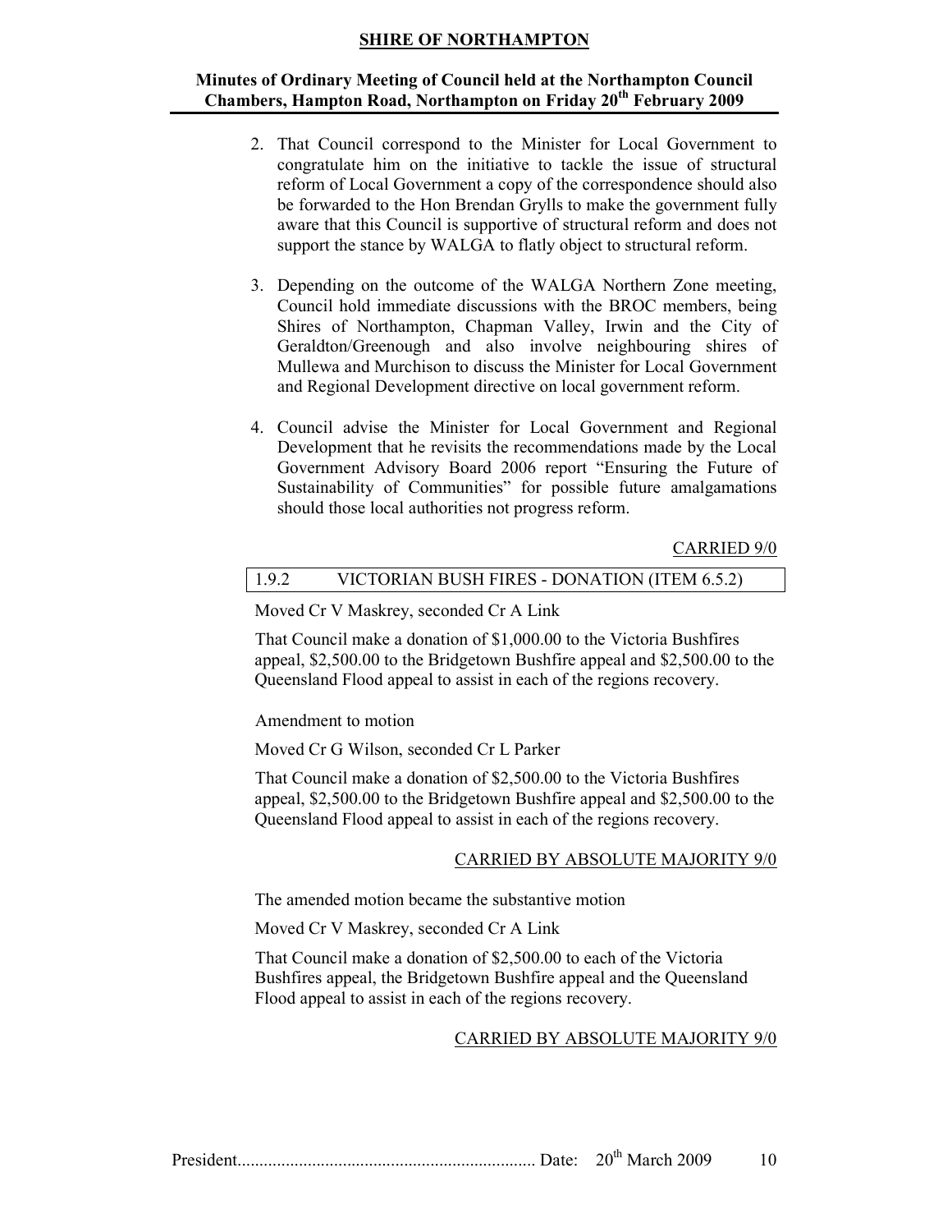2. That Council correspond to the Minister for Local Government to congratulate him on the initiative to tackle the issue of structural reform of Local Government a copy of the correspondence should also be forwarded to the Hon Brendan Grylls to make the government fully aware that this Council is supportive of structural reform and does not support the stance by WALGA to flatly object to structural reform.

3. Depending on the outcome of the WALGA Northern Zone meeting, Council hold immediate discussions with the BROC members, being Shires of Northampton, Chapman Valley, Irwin and the City of Geraldton/Greenough and also involve neighbouring shires of Mullewa and Murchison to discuss the Minister for Local Government and Regional Development directive on local government reform.

4. Council advise the Minister for Local Government and Regional Development that he revisits the recommendations made by the Local Government Advisory Board 2006 report "Ensuring the Future of Sustainability of Communities" for possible future amalgamations should those local authorities not progress reform.

CARRIED 9/0

### 1.9.2 VICTORIAN BUSH FIRES - DONATION (ITEM 6.5.2)

Moved Cr V Maskrey, seconded Cr A Link

That Council make a donation of $1,000.00 to the Victoria Bushfires appeal, $2,500.00 to the Bridgetown Bushfire appeal and $2,500.00 to the Queensland Flood appeal to assist in each of the regions recovery.

Amendment to motion

Moved Cr G Wilson, seconded Cr L Parker

That Council make a donation of $2,500.00 to the Victoria Bushfires appeal, $2,500.00 to the Bridgetown Bushfire appeal and $2,500.00 to the Queensland Flood appeal to assist in each of the regions recovery.

CARRIED BY ABSOLUTE MAJORITY 9/0

The amended motion became the substantive motion

Moved Cr V Maskrey, seconded Cr A Link

That Council make a donation of $2,500.00 to each of the Victoria Bushfires appeal, the Bridgetown Bushfire appeal and the Queensland Flood appeal to assist in each of the regions recovery.

CARRIED BY ABSOLUTE MAJORITY 9/0

President.................................................................. Date: 20th March 2009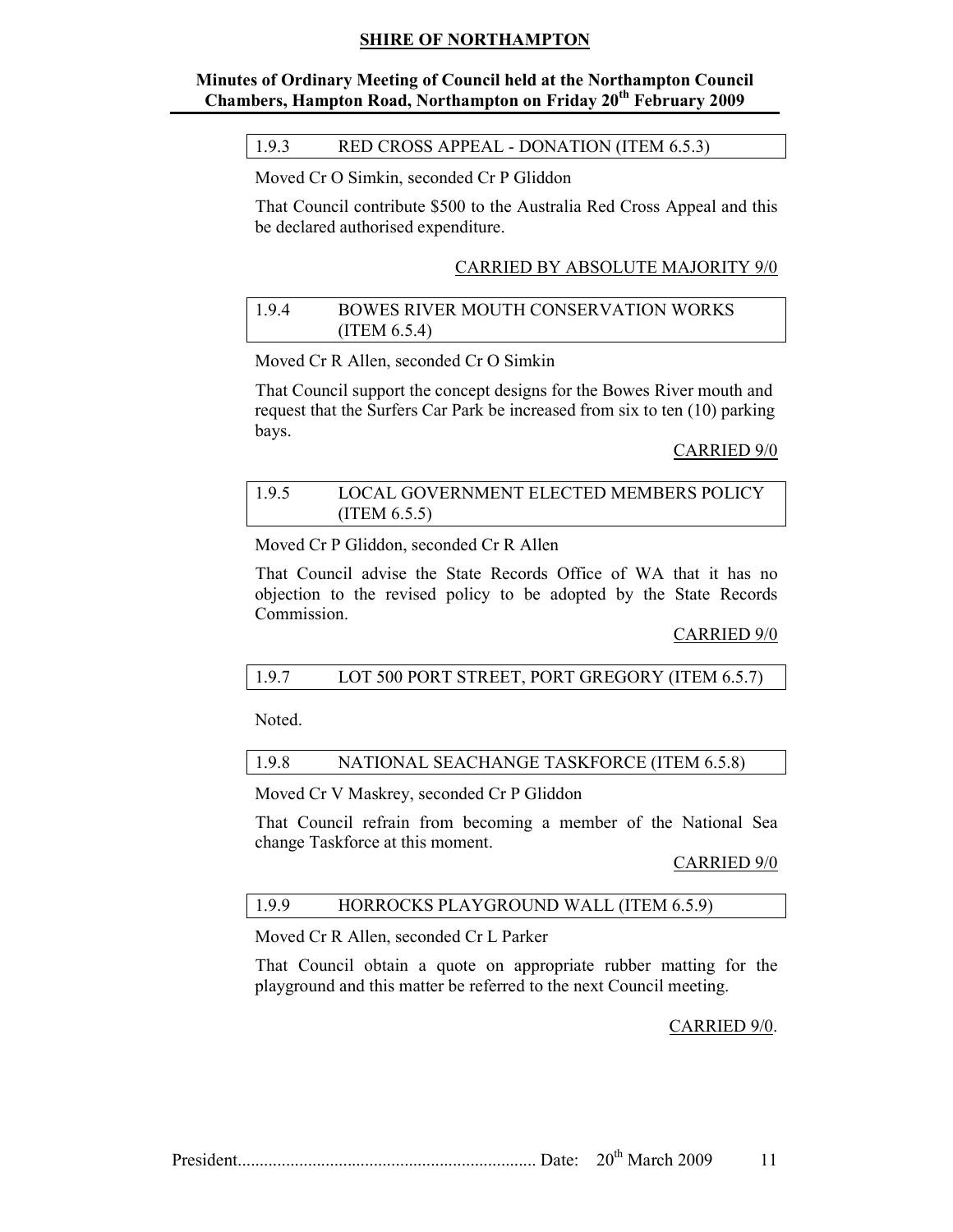### 1.9.3 RED CROSS APPEAL - DONATION (ITEM 6.5.3)

Moved Cr O Simkin, seconded Cr P Gliddon

That Council contribute $500 to the Australia Red Cross Appeal and this be declared authorised expenditure.

CARRIED BY ABSOLUTE MAJORITY 9/0

### 1.9.4 BOWES RIVER MOUTH CONSERVATION WORKS (ITEM 6.5.4)

Moved Cr R Allen, seconded Cr O Simkin

That Council support the concept designs for the Bowes River mouth and request that the Surfers Car Park be increased from six to ten (10) parking bays.

CARRIED 9/0

### 1.9.5 LOCAL GOVERNMENT ELECTED MEMBERS POLICY (ITEM 6.5.5)

Moved Cr P Gliddon, seconded Cr R Allen

That Council advise the State Records Office of WA that it has no objection to the revised policy to be adopted by the State Records Commission.

CARRIED 9/0

### 1.9.7 LOT 500 PORT STREET, PORT GREGORY (ITEM 6.5.7)

Noted.

### 1.9.8 NATIONAL SEACHANGE TASKFORCE (ITEM 6.5.8)

Moved Cr V Maskrey, seconded Cr P Gliddon

That Council refrain from becoming a member of the National Sea change Taskforce at this moment.

CARRIED 9/0

### 1.9.9 HORROCKS PLAYGROUND WALL (ITEM 6.5.9)

Moved Cr R Allen, seconded Cr L Parker

That Council obtain a quote on appropriate rubber matting for the playground and this matter be referred to the next Council meeting.

CARRIED 9/0.

President.................................................................... Date: 20th March 2009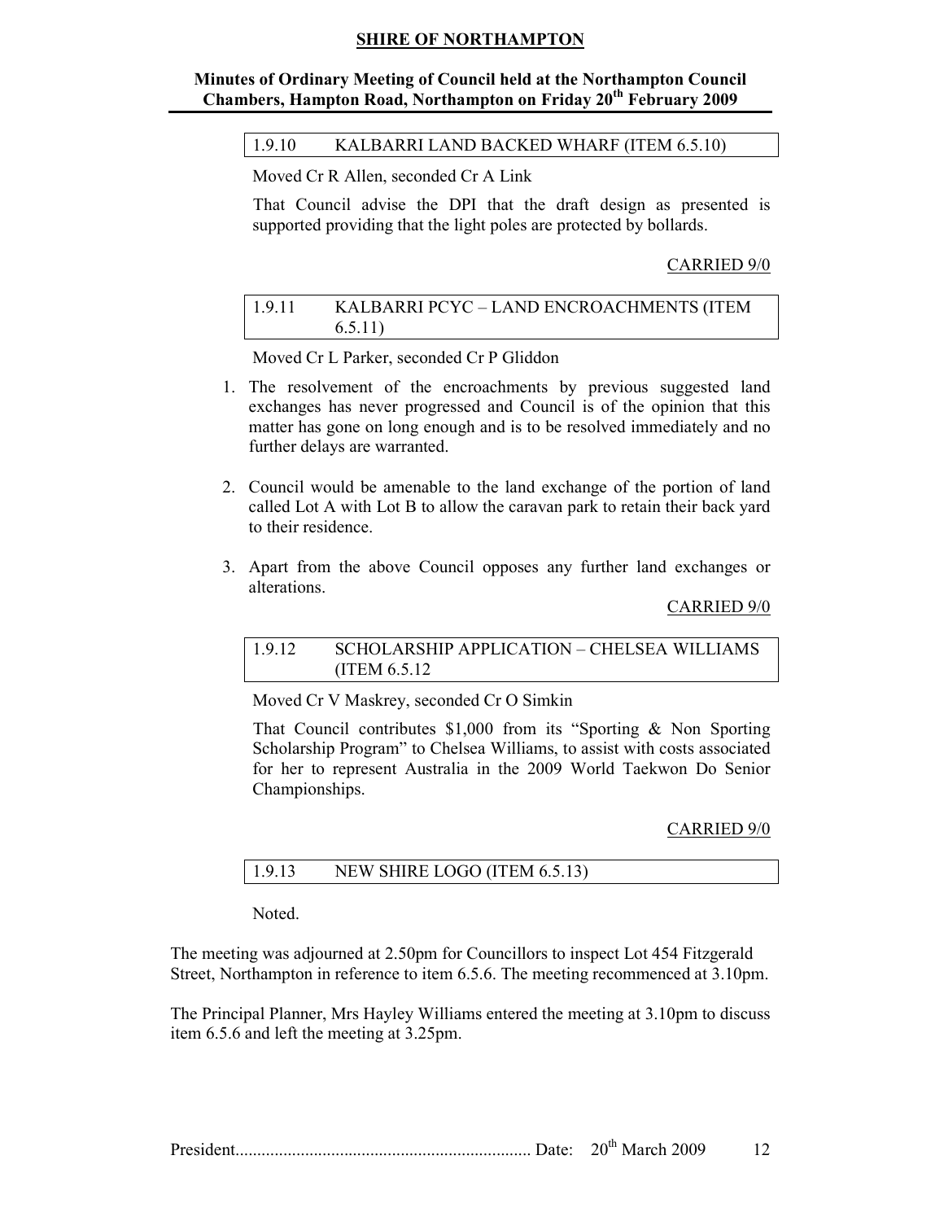### 1.9.10 KALBARRI LAND BACKED WHARF (ITEM 6.5.10)

Moved Cr R Allen, seconded Cr A Link

That Council advise the DPI that the draft design as presented is supported providing that the light poles are protected by bollards.

CARRIED 9/0

### 1.9.11 KALBARRI PCYC – LAND ENCROACHMENTS (ITEM 6.5.11)

Moved Cr L Parker, seconded Cr P Gliddon

1. The resolvement of the encroachments by previous suggested land exchanges has never progressed and Council is of the opinion that this matter has gone on long enough and is to be resolved immediately and no further delays are warranted.

2. Council would be amenable to the land exchange of the portion of land called Lot A with Lot B to allow the caravan park to retain their back yard to their residence.

3. Apart from the above Council opposes any further land exchanges or alterations.

CARRIED 9/0

### 1.9.12 SCHOLARSHIP APPLICATION – CHELSEA WILLIAMS (ITEM 6.5.12

Moved Cr V Maskrey, seconded Cr O Simkin

That Council contributes $1,000 from its "Sporting & Non Sporting Scholarship Program" to Chelsea Williams, to assist with costs associated for her to represent Australia in the 2009 World Taekwon Do Senior Championships.

CARRIED 9/0

### 1.9.13 NEW SHIRE LOGO (ITEM 6.5.13)

Noted.

The meeting was adjourned at 2.50pm for Councillors to inspect Lot 454 Fitzgerald Street, Northampton in reference to item 6.5.6. The meeting recommenced at 3.10pm.

The Principal Planner, Mrs Hayley Williams entered the meeting at 3.10pm to discuss item 6.5.6 and left the meeting at 3.25pm.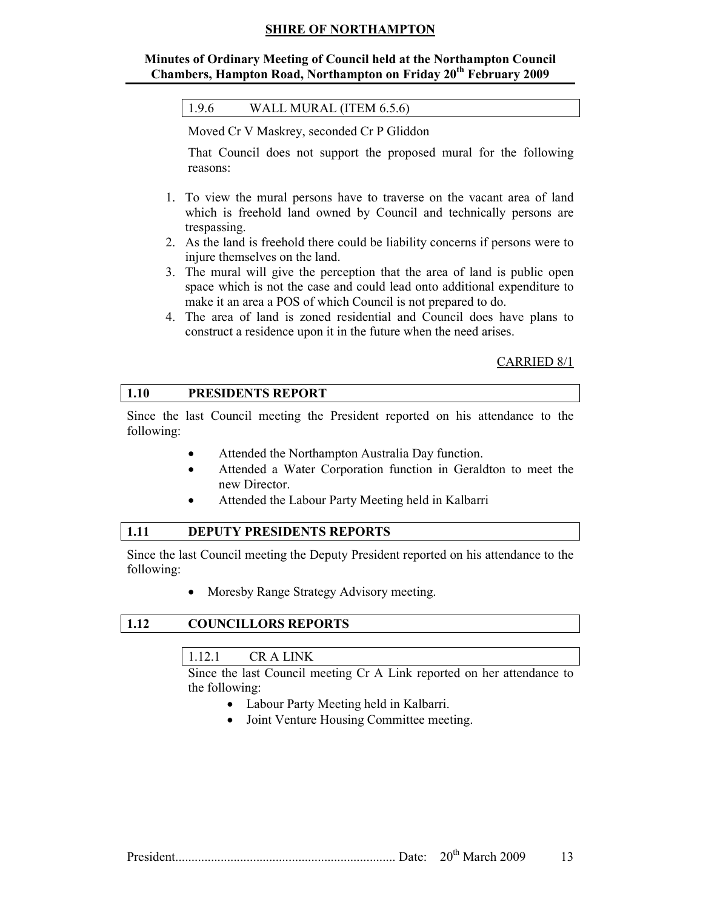#### 1.9.6 WALL MURAL (ITEM 6.5.6)

Moved Cr V Maskrey, seconded Cr P Gliddon

That Council does not support the proposed mural for the following reasons:

1. To view the mural persons have to traverse on the vacant area of land which is freehold land owned by Council and technically persons are trespassing.
2. As the land is freehold there could be liability concerns if persons were to injure themselves on the land.
3. The mural will give the perception that the area of land is public open space which is not the case and could lead onto additional expenditure to make it an area a POS of which Council is not prepared to do.
4. The area of land is zoned residential and Council does have plans to construct a residence upon it in the future when the need arises.

CARRIED 8/1

## 1.10 PRESIDENTS REPORT

Since the last Council meeting the President reported on his attendance to the following:

- Attended the Northampton Australia Day function.
- Attended a Water Corporation function in Geraldton to meet the new Director.
- Attended the Labour Party Meeting held in Kalbarri

## 1.11 DEPUTY PRESIDENTS REPORTS

Since the last Council meeting the Deputy President reported on his attendance to the following:

- Moresby Range Strategy Advisory meeting.

## 1.12 COUNCILLORS REPORTS

### 1.12.1 CR A LINK

Since the last Council meeting Cr A Link reported on her attendance to the following:

- Labour Party Meeting held in Kalbarri.
- Joint Venture Housing Committee meeting.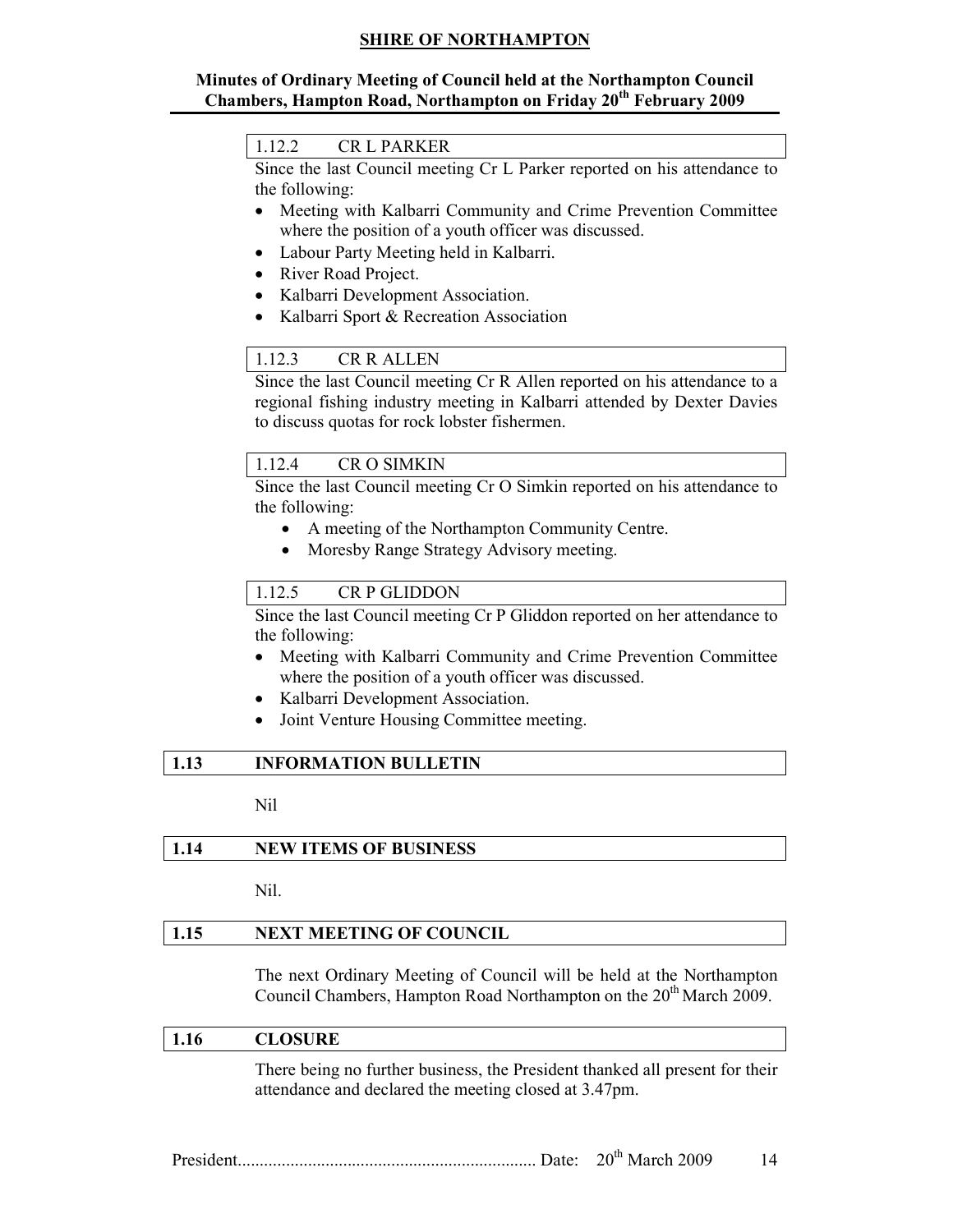### 1.12.2 CR L PARKER

Since the last Council meeting Cr L Parker reported on his attendance to the following:

- Meeting with Kalbarri Community and Crime Prevention Committee where the position of a youth officer was discussed.
- Labour Party Meeting held in Kalbarri.
- River Road Project.
- Kalbarri Development Association.
- Kalbarri Sport & Recreation Association

### 1.12.3 CR R ALLEN

Since the last Council meeting Cr R Allen reported on his attendance to a regional fishing industry meeting in Kalbarri attended by Dexter Davies to discuss quotas for rock lobster fishermen.

### 1.12.4 CR O SIMKIN

Since the last Council meeting Cr O Simkin reported on his attendance to the following:

- A meeting of the Northampton Community Centre.
- Moresby Range Strategy Advisory meeting.

### 1.12.5 CR P GLIDDON

Since the last Council meeting Cr P Gliddon reported on her attendance to the following:

- Meeting with Kalbarri Community and Crime Prevention Committee where the position of a youth officer was discussed.
- Kalbarri Development Association.
- Joint Venture Housing Committee meeting.

## 1.13 INFORMATION BULLETIN

Nil

## 1.14 NEW ITEMS OF BUSINESS

Nil.

## 1.15 NEXT MEETING OF COUNCIL

The next Ordinary Meeting of Council will be held at the Northampton Council Chambers, Hampton Road Northampton on the 20th March 2009.

## 1.16 CLOSURE

There being no further business, the President thanked all present for their attendance and declared the meeting closed at 3.47pm.

President.................................................................... Date: 20th March 2009